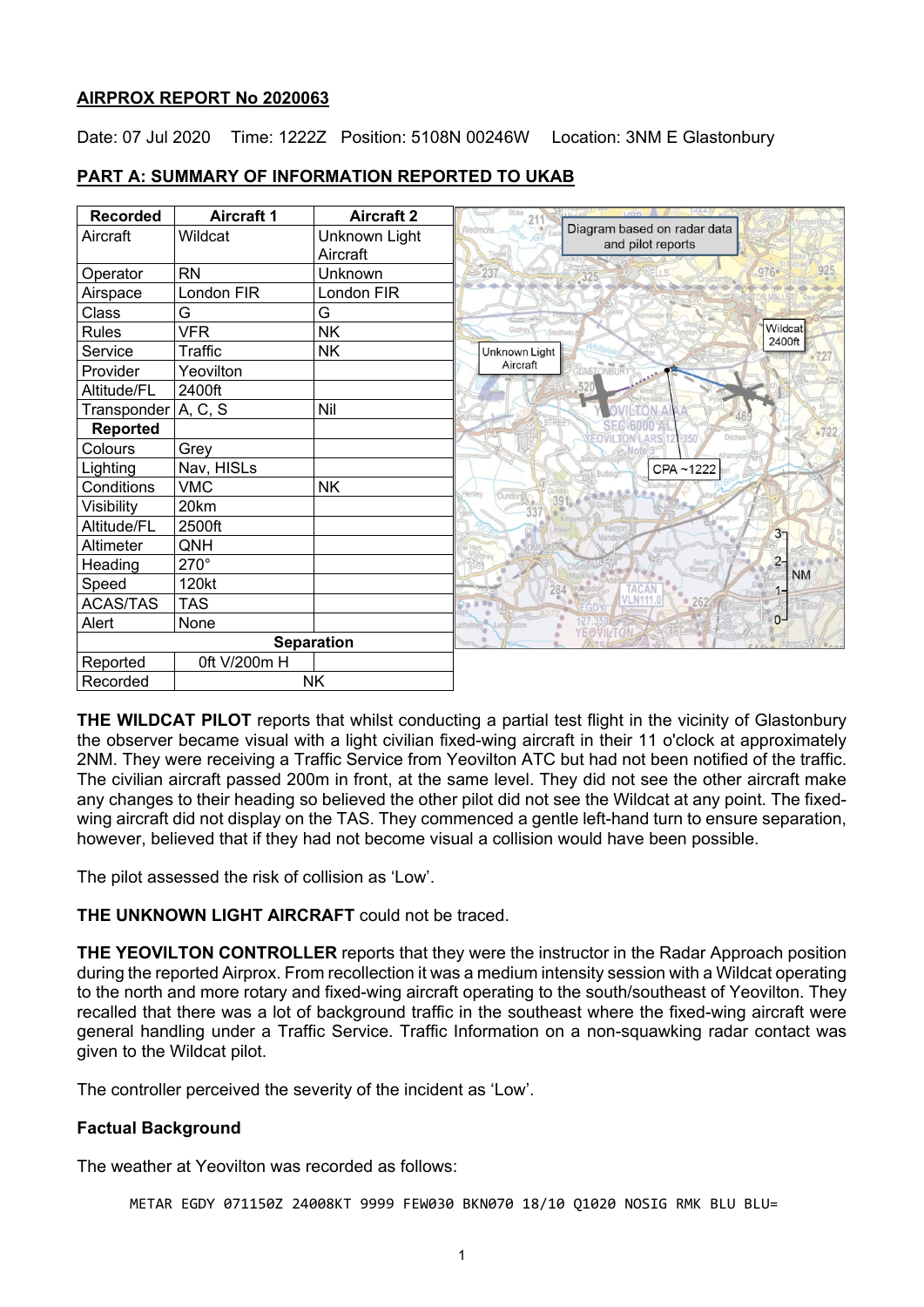**AIRPROX REPORT No 2020063**

Date: 07 Jul 2020 Time: 1222Z Position: 5108N 00246W Location: 3NM E Glastonbury

**PART A: SUMMARY OF INFORMATION REPORTED TO UKAB**

| Recorded | Aircraft 1 | Aircraft 2 |
|---|---|---|
| Aircraft | Wildcat | Unknown Light Aircraft |
| Operator | RN | Unknown |
| Airspace | London FIR | London FIR |
| Class | G | G |
| Rules | VFR | NK |
| Service | Traffic | NK |
| Provider | Yeovilton | |
| Altitude/FL | 2400ft | |
| Transponder | A, C, S | Nil |
| **Reported** | | |
| Colours | Grey | |
| Lighting | Nav, HISLs | |
| Conditions | VMC | NK |
| Visibility | 20km | |
| Altitude/FL | 2500ft | |
| Altimeter | QNH | |
| Heading | 270° | |
| Speed | 120kt | |
| ACAS/TAS | TAS | |
| Alert | None | |
| **Separation** | | |
| Reported | 0ft V/200m H | |
| Recorded | NK | |

Diagram based on radar data and pilot reports

**THE WILDCAT PILOT** reports that whilst conducting a partial test flight in the vicinity of Glastonbury the observer became visual with a light civilian fixed-wing aircraft in their 11 o'clock at approximately 2NM. They were receiving a Traffic Service from Yeovilton ATC but had not been notified of the traffic. The civilian aircraft passed 200m in front, at the same level. They did not see the other aircraft make any changes to their heading so believed the other pilot did not see the Wildcat at any point. The fixed-wing aircraft did not display on the TAS. They commenced a gentle left-hand turn to ensure separation, however, believed that if they had not become visual a collision would have been possible.

The pilot assessed the risk of collision as 'Low'.

**THE UNKNOWN LIGHT AIRCRAFT** could not be traced.

**THE YEOVILTON CONTROLLER** reports that they were the instructor in the Radar Approach position during the reported Airprox. From recollection it was a medium intensity session with a Wildcat operating to the north and more rotary and fixed-wing aircraft operating to the south/southeast of Yeovilton. They recalled that there was a lot of background traffic in the southeast where the fixed-wing aircraft were general handling under a Traffic Service. Traffic Information on a non-squawking radar contact was given to the Wildcat pilot.

The controller perceived the severity of the incident as 'Low'.

**Factual Background**

The weather at Yeovilton was recorded as follows:

```
METAR EGDY 071150Z 24008KT 9999 FEW030 BKN070 18/10 Q1020 NOSIG RMK BLU BLU=
```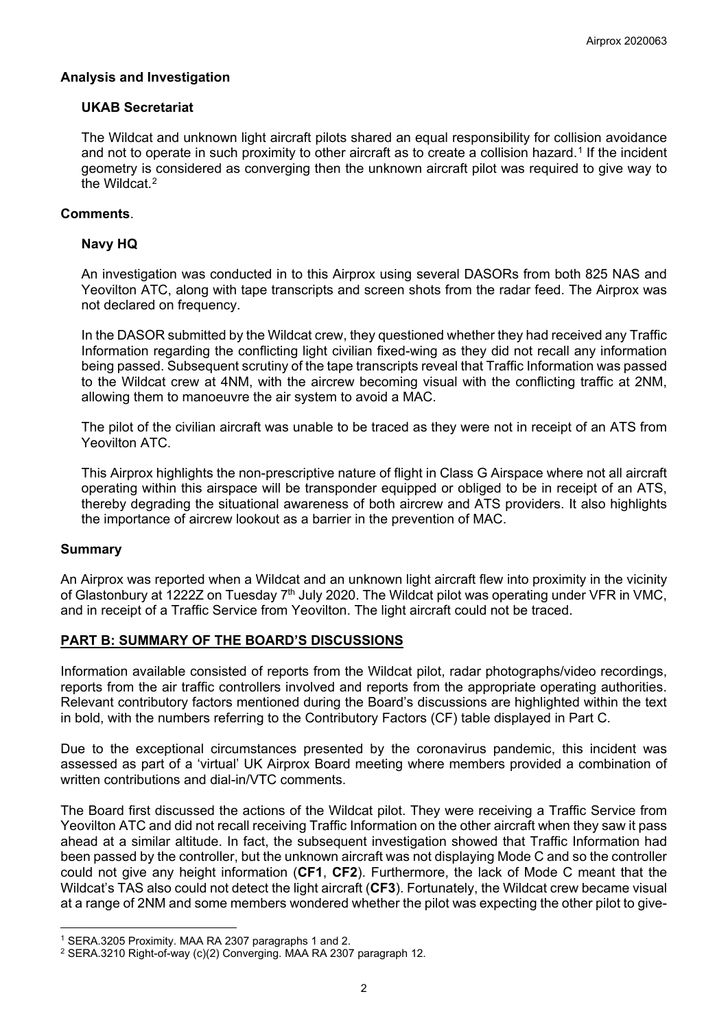### Analysis and Investigation

#### UKAB Secretariat

The Wildcat and unknown light aircraft pilots shared an equal responsibility for collision avoidance and not to operate in such proximity to other aircraft as to create a collision hazard.[1] If the incident geometry is considered as converging then the unknown aircraft pilot was required to give way to the Wildcat.[2]

### Comments.

#### Navy HQ

An investigation was conducted in to this Airprox using several DASORs from both 825 NAS and Yeovilton ATC, along with tape transcripts and screen shots from the radar feed. The Airprox was not declared on frequency.

In the DASOR submitted by the Wildcat crew, they questioned whether they had received any Traffic Information regarding the conflicting light civilian fixed-wing as they did not recall any information being passed. Subsequent scrutiny of the tape transcripts reveal that Traffic Information was passed to the Wildcat crew at 4NM, with the aircrew becoming visual with the conflicting traffic at 2NM, allowing them to manoeuvre the air system to avoid a MAC.

The pilot of the civilian aircraft was unable to be traced as they were not in receipt of an ATS from Yeovilton ATC.

This Airprox highlights the non-prescriptive nature of flight in Class G Airspace where not all aircraft operating within this airspace will be transponder equipped or obliged to be in receipt of an ATS, thereby degrading the situational awareness of both aircrew and ATS providers. It also highlights the importance of aircrew lookout as a barrier in the prevention of MAC.

### Summary

An Airprox was reported when a Wildcat and an unknown light aircraft flew into proximity in the vicinity of Glastonbury at 1222Z on Tuesday 7th July 2020. The Wildcat pilot was operating under VFR in VMC, and in receipt of a Traffic Service from Yeovilton. The light aircraft could not be traced.

## PART B: SUMMARY OF THE BOARD'S DISCUSSIONS

Information available consisted of reports from the Wildcat pilot, radar photographs/video recordings, reports from the air traffic controllers involved and reports from the appropriate operating authorities. Relevant contributory factors mentioned during the Board's discussions are highlighted within the text in bold, with the numbers referring to the Contributory Factors (CF) table displayed in Part C.

Due to the exceptional circumstances presented by the coronavirus pandemic, this incident was assessed as part of a 'virtual' UK Airprox Board meeting where members provided a combination of written contributions and dial-in/VTC comments.

The Board first discussed the actions of the Wildcat pilot. They were receiving a Traffic Service from Yeovilton ATC and did not recall receiving Traffic Information on the other aircraft when they saw it pass ahead at a similar altitude. In fact, the subsequent investigation showed that Traffic Information had been passed by the controller, but the unknown aircraft was not displaying Mode C and so the controller could not give any height information (**CF1**, **CF2**). Furthermore, the lack of Mode C meant that the Wildcat's TAS also could not detect the light aircraft (**CF3**). Fortunately, the Wildcat crew became visual at a range of 2NM and some members wondered whether the pilot was expecting the other pilot to give-

---

[1] SERA.3205 Proximity. MAA RA 2307 paragraphs 1 and 2.

[2] SERA.3210 Right-of-way (c)(2) Converging. MAA RA 2307 paragraph 12.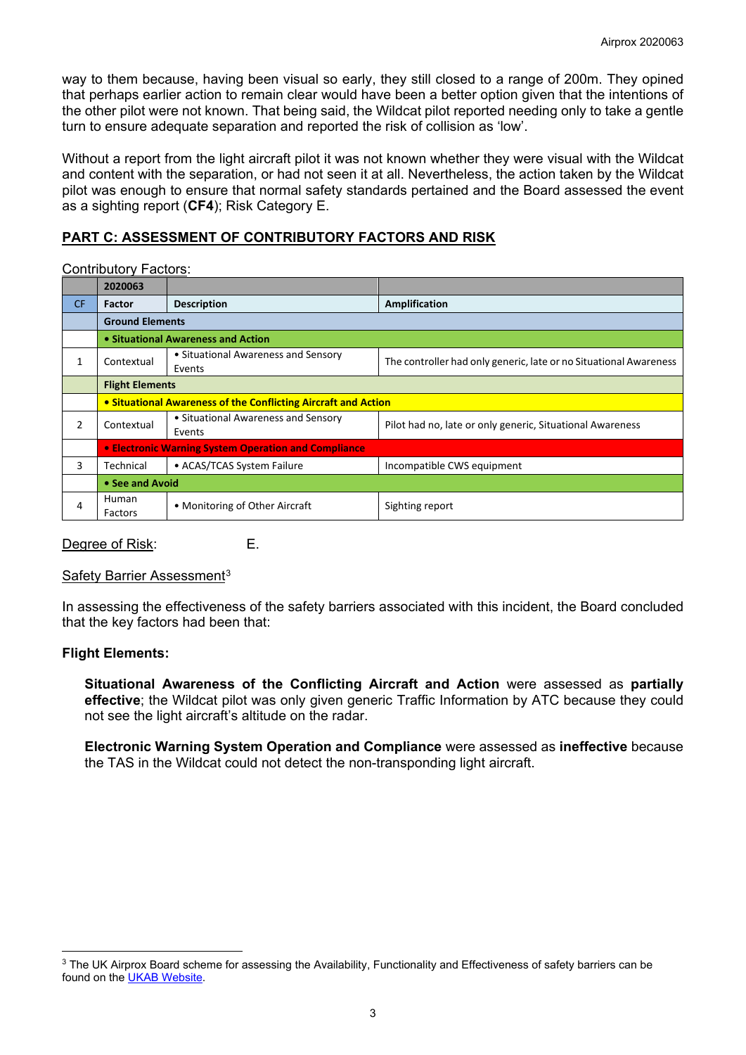way to them because, having been visual so early, they still closed to a range of 200m. They opined that perhaps earlier action to remain clear would have been a better option given that the intentions of the other pilot were not known. That being said, the Wildcat pilot reported needing only to take a gentle turn to ensure adequate separation and reported the risk of collision as 'low'.

Without a report from the light aircraft pilot it was not known whether they were visual with the Wildcat and content with the separation, or had not seen it at all. Nevertheless, the action taken by the Wildcat pilot was enough to ensure that normal safety standards pertained and the Board assessed the event as a sighting report (**CF4**); Risk Category E.

## PART C: ASSESSMENT OF CONTRIBUTORY FACTORS AND RISK

Contributory Factors:

| | 2020063 | | |
|---|---|---|---|
| CF | Factor | Description | Amplification |
| | **Ground Elements** | | |
| | **• Situational Awareness and Action** | | |
| 1 | Contextual | • Situational Awareness and Sensory Events | The controller had only generic, late or no Situational Awareness |
| | **Flight Elements** | | |
| | **• Situational Awareness of the Conflicting Aircraft and Action** | | |
| 2 | Contextual | • Situational Awareness and Sensory Events | Pilot had no, late or only generic, Situational Awareness |
| | **• Electronic Warning System Operation and Compliance** | | |
| 3 | Technical | • ACAS/TCAS System Failure | Incompatible CWS equipment |
| | **• See and Avoid** | | |
| 4 | Human Factors | • Monitoring of Other Aircraft | Sighting report |

Degree of Risk: E.

Safety Barrier Assessment[3]

In assessing the effectiveness of the safety barriers associated with this incident, the Board concluded that the key factors had been that:

**Flight Elements:**

**Situational Awareness of the Conflicting Aircraft and Action** were assessed as **partially effective**; the Wildcat pilot was only given generic Traffic Information by ATC because they could not see the light aircraft's altitude on the radar.

**Electronic Warning System Operation and Compliance** were assessed as **ineffective** because the TAS in the Wildcat could not detect the non-transponding light aircraft.

[3] The UK Airprox Board scheme for assessing the Availability, Functionality and Effectiveness of safety barriers can be found on the UKAB Website.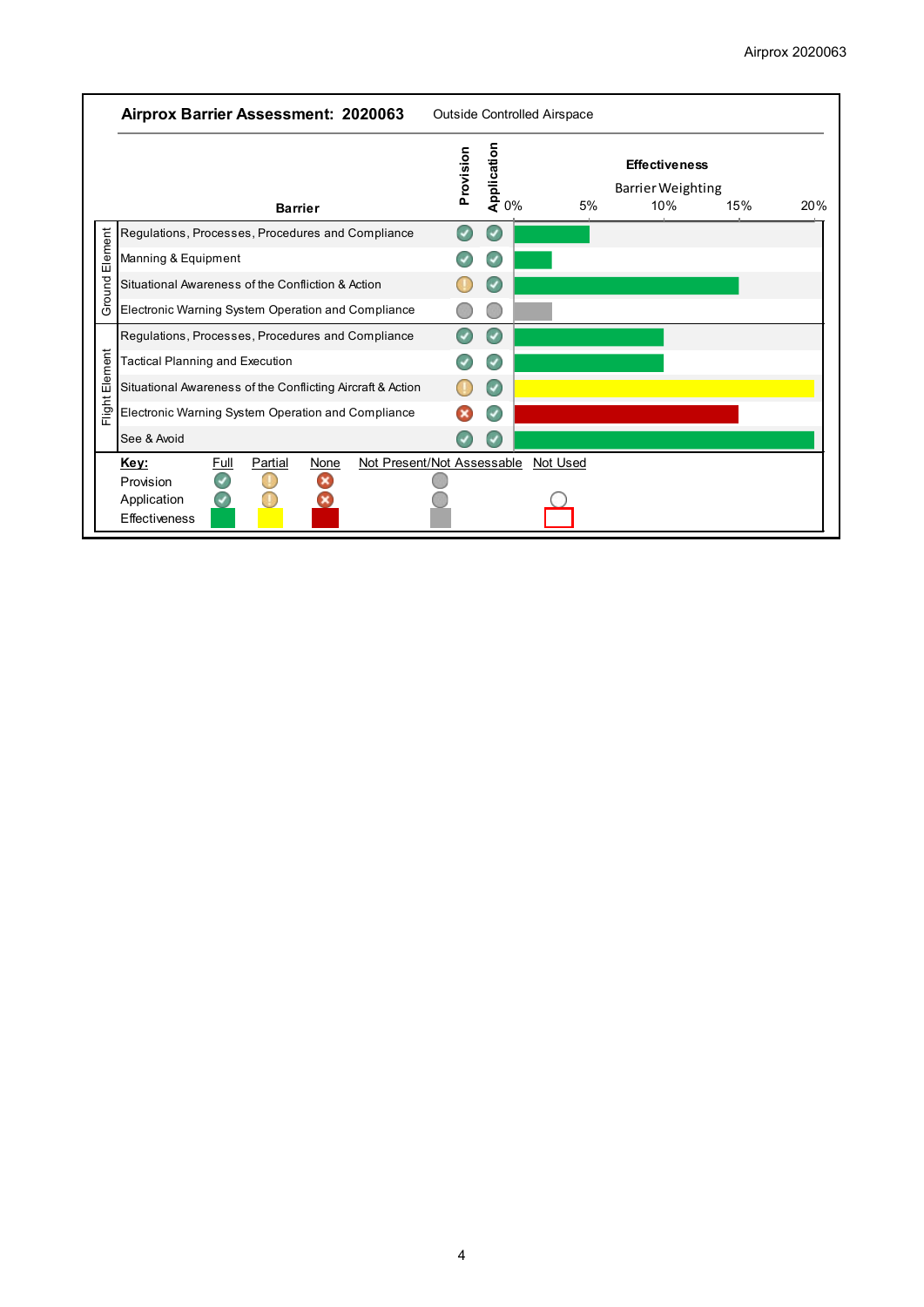## Airprox Barrier Assessment: 2020063

Outside Controlled Airspace

| | Barrier | Provision | Application |
|---|---|---|---|
| Ground Element | Regulations, Processes, Procedures and Compliance | Full | Full |
| | Manning & Equipment | Full | Full |
| | Situational Awareness of the Confliction & Action | Partial | Full |
| | Electronic Warning System Operation and Compliance | Not Present/Not Assessable | Not Present/Not Assessable |
| Flight Element | Regulations, Processes, Procedures and Compliance | Full | Full |
| | Tactical Planning and Execution | Full | Full |
| | Situational Awareness of the Conflicting Aircraft & Action | Partial | Full |
| | Electronic Warning System Operation and Compliance | None | Full |
| | See & Avoid | Full | Full |

Effectiveness

Barrier Weighting

0%

5%

10%

15%

20%

**Key:** Full, Partial, None, Not Present/Not Assessable, Not Used

Provision

Application

Effectiveness